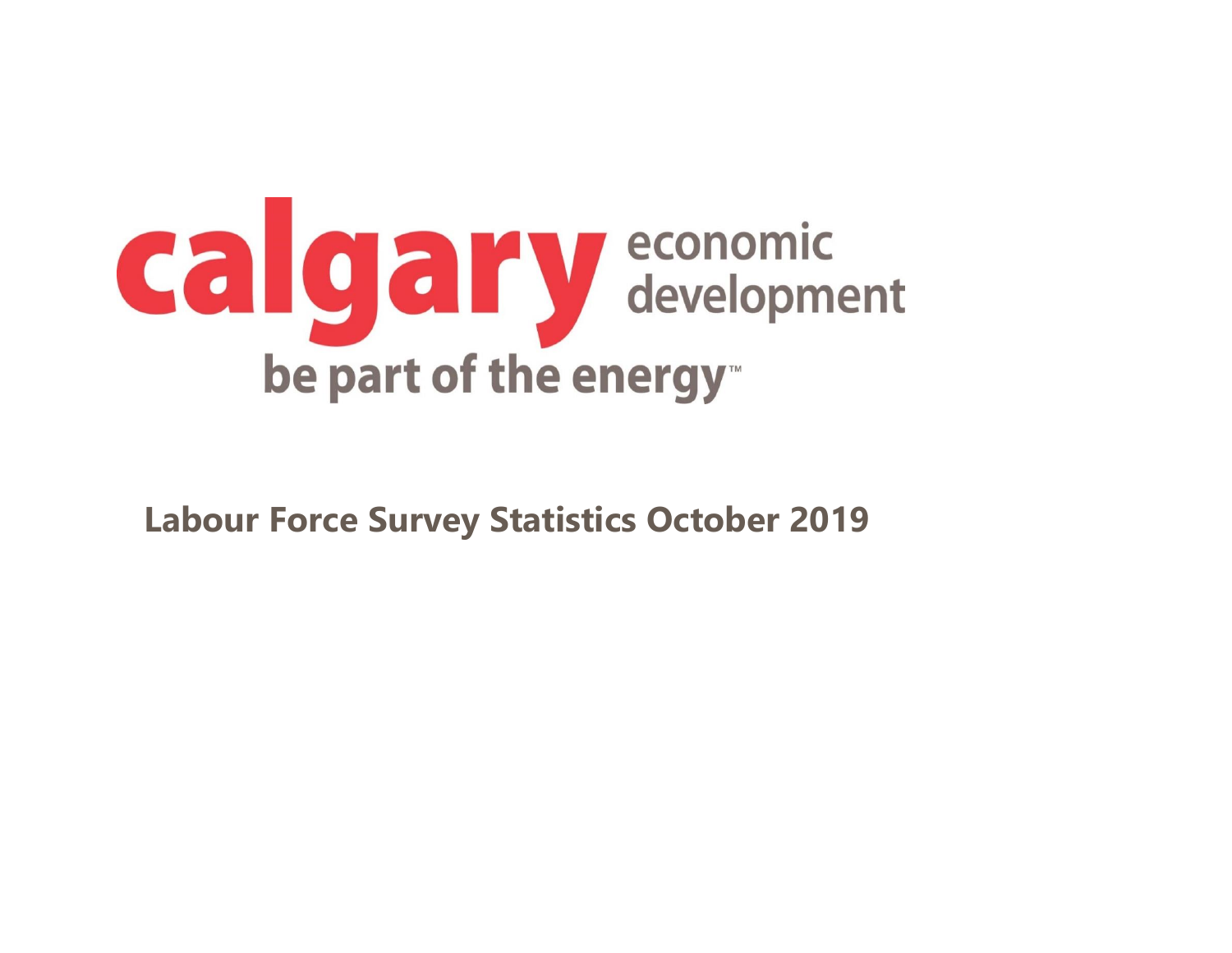calgary economic development

be part of the energy™

# Labour Force Survey Statistics October 2019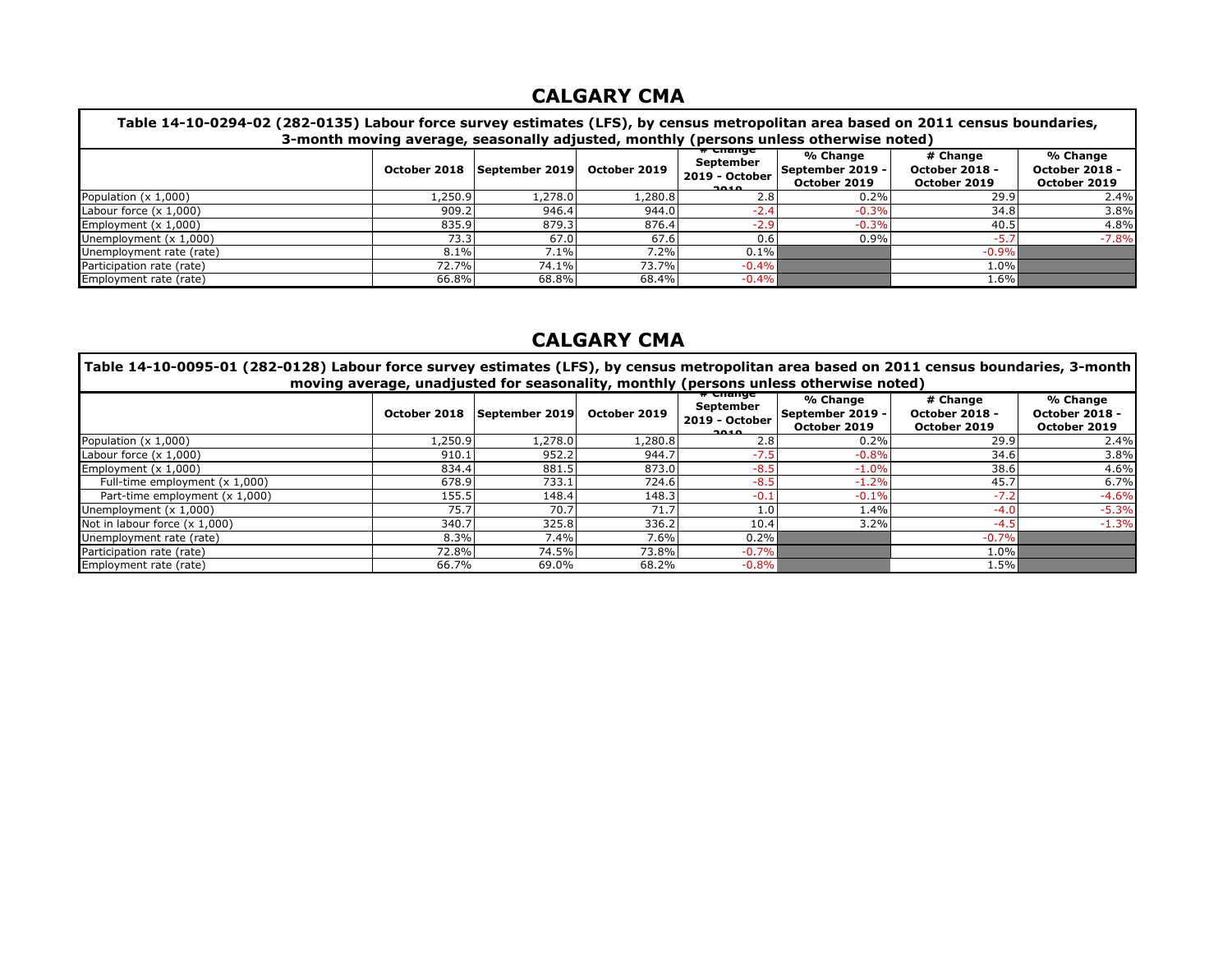## CALGARY CMA

| Table 14-10-0294-02 (282-0135) Labour force survey estimates (LFS), by census metropolitan area based on 2011 census boundaries, 3-month moving average, seasonally adjusted, monthly (persons unless otherwise noted) | | | | | | | |
|---|---|---|---|---|---|---|---|
| | October 2018 | September 2019 | October 2019 | # Change September 2019 - October 2019 | % Change September 2019 - October 2019 | # Change October 2018 - October 2019 | % Change October 2018 - October 2019 |
| Population (x 1,000) | 1,250.9 | 1,278.0 | 1,280.8 | 2.8 | 0.2% | 29.9 | 2.4% |
| Labour force (x 1,000) | 909.2 | 946.4 | 944.0 | -2.4 | -0.3% | 34.8 | 3.8% |
| Employment (x 1,000) | 835.9 | 879.3 | 876.4 | -2.9 | -0.3% | 40.5 | 4.8% |
| Unemployment (x 1,000) | 73.3 | 67.0 | 67.6 | 0.6 | 0.9% | -5.7 | -7.8% |
| Unemployment rate (rate) | 8.1% | 7.1% | 7.2% | 0.1% | | -0.9% | |
| Participation rate (rate) | 72.7% | 74.1% | 73.7% | -0.4% | | 1.0% | |
| Employment rate (rate) | 66.8% | 68.8% | 68.4% | -0.4% | | 1.6% | |

## CALGARY CMA

| Table 14-10-0095-01 (282-0128) Labour force survey estimates (LFS), by census metropolitan area based on 2011 census boundaries, 3-month moving average, unadjusted for seasonality, monthly (persons unless otherwise noted) | | | | | | | |
|---|---|---|---|---|---|---|---|
| | October 2018 | September 2019 | October 2019 | # Change September 2019 - October 2019 | % Change September 2019 - October 2019 | # Change October 2018 - October 2019 | % Change October 2018 - October 2019 |
| Population (x 1,000) | 1,250.9 | 1,278.0 | 1,280.8 | 2.8 | 0.2% | 29.9 | 2.4% |
| Labour force (x 1,000) | 910.1 | 952.2 | 944.7 | -7.5 | -0.8% | 34.6 | 3.8% |
| Employment (x 1,000) | 834.4 | 881.5 | 873.0 | -8.5 | -1.0% | 38.6 | 4.6% |
| Full-time employment (x 1,000) | 678.9 | 733.1 | 724.6 | -8.5 | -1.2% | 45.7 | 6.7% |
| Part-time employment (x 1,000) | 155.5 | 148.4 | 148.3 | -0.1 | -0.1% | -7.2 | -4.6% |
| Unemployment (x 1,000) | 75.7 | 70.7 | 71.7 | 1.0 | 1.4% | -4.0 | -5.3% |
| Not in labour force (x 1,000) | 340.7 | 325.8 | 336.2 | 10.4 | 3.2% | -4.5 | -1.3% |
| Unemployment rate (rate) | 8.3% | 7.4% | 7.6% | 0.2% | | -0.7% | |
| Participation rate (rate) | 72.8% | 74.5% | 73.8% | -0.7% | | 1.0% | |
| Employment rate (rate) | 66.7% | 69.0% | 68.2% | -0.8% | | 1.5% | |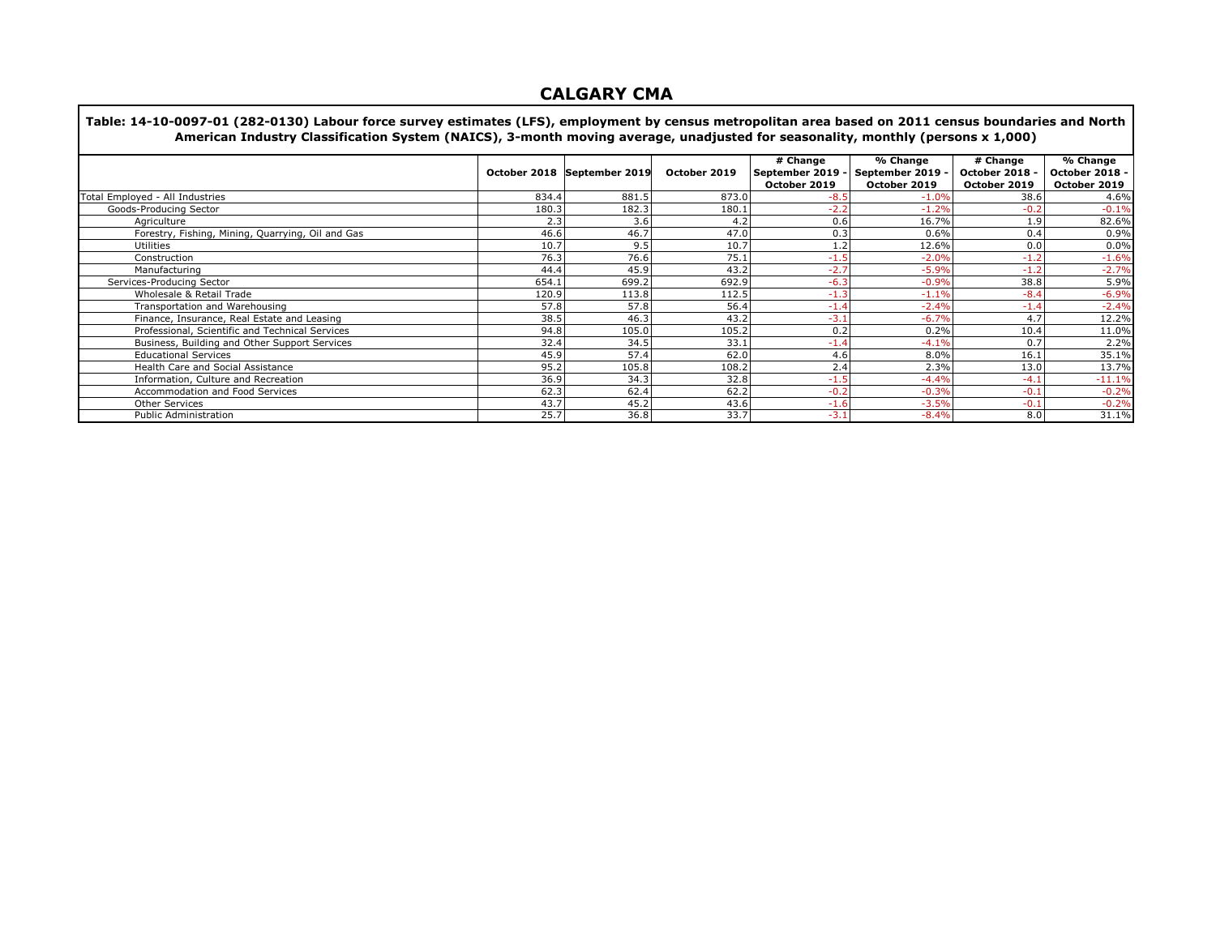# CALGARY CMA

**Table: 14-10-0097-01 (282-0130) Labour force survey estimates (LFS), employment by census metropolitan area based on 2011 census boundaries and North American Industry Classification System (NAICS), 3-month moving average, unadjusted for seasonality, monthly (persons x 1,000)**

| | October 2018 | September 2019 | October 2019 | # Change September 2019 - October 2019 | % Change September 2019 - October 2019 | # Change October 2018 - October 2019 | % Change October 2018 - October 2019 |
|---|---|---|---|---|---|---|---|
| Total Employed - All Industries | 834.4 | 881.5 | 873.0 | -8.5 | -1.0% | 38.6 | 4.6% |
| Goods-Producing Sector | 180.3 | 182.3 | 180.1 | -2.2 | -1.2% | -0.2 | -0.1% |
| Agriculture | 2.3 | 3.6 | 4.2 | 0.6 | 16.7% | 1.9 | 82.6% |
| Forestry, Fishing, Mining, Quarrying, Oil and Gas | 46.6 | 46.7 | 47.0 | 0.3 | 0.6% | 0.4 | 0.9% |
| Utilities | 10.7 | 9.5 | 10.7 | 1.2 | 12.6% | 0.0 | 0.0% |
| Construction | 76.3 | 76.6 | 75.1 | -1.5 | -2.0% | -1.2 | -1.6% |
| Manufacturing | 44.4 | 45.9 | 43.2 | -2.7 | -5.9% | -1.2 | -2.7% |
| Services-Producing Sector | 654.1 | 699.2 | 692.9 | -6.3 | -0.9% | 38.8 | 5.9% |
| Wholesale & Retail Trade | 120.9 | 113.8 | 112.5 | -1.3 | -1.1% | -8.4 | -6.9% |
| Transportation and Warehousing | 57.8 | 57.8 | 56.4 | -1.4 | -2.4% | -1.4 | -2.4% |
| Finance, Insurance, Real Estate and Leasing | 38.5 | 46.3 | 43.2 | -3.1 | -6.7% | 4.7 | 12.2% |
| Professional, Scientific and Technical Services | 94.8 | 105.0 | 105.2 | 0.2 | 0.2% | 10.4 | 11.0% |
| Business, Building and Other Support Services | 32.4 | 34.5 | 33.1 | -1.4 | -4.1% | 0.7 | 2.2% |
| Educational Services | 45.9 | 57.4 | 62.0 | 4.6 | 8.0% | 16.1 | 35.1% |
| Health Care and Social Assistance | 95.2 | 105.8 | 108.2 | 2.4 | 2.3% | 13.0 | 13.7% |
| Information, Culture and Recreation | 36.9 | 34.3 | 32.8 | -1.5 | -4.4% | -4.1 | -11.1% |
| Accommodation and Food Services | 62.3 | 62.4 | 62.2 | -0.2 | -0.3% | -0.1 | -0.2% |
| Other Services | 43.7 | 45.2 | 43.6 | -1.6 | -3.5% | -0.1 | -0.2% |
| Public Administration | 25.7 | 36.8 | 33.7 | -3.1 | -8.4% | 8.0 | 31.1% |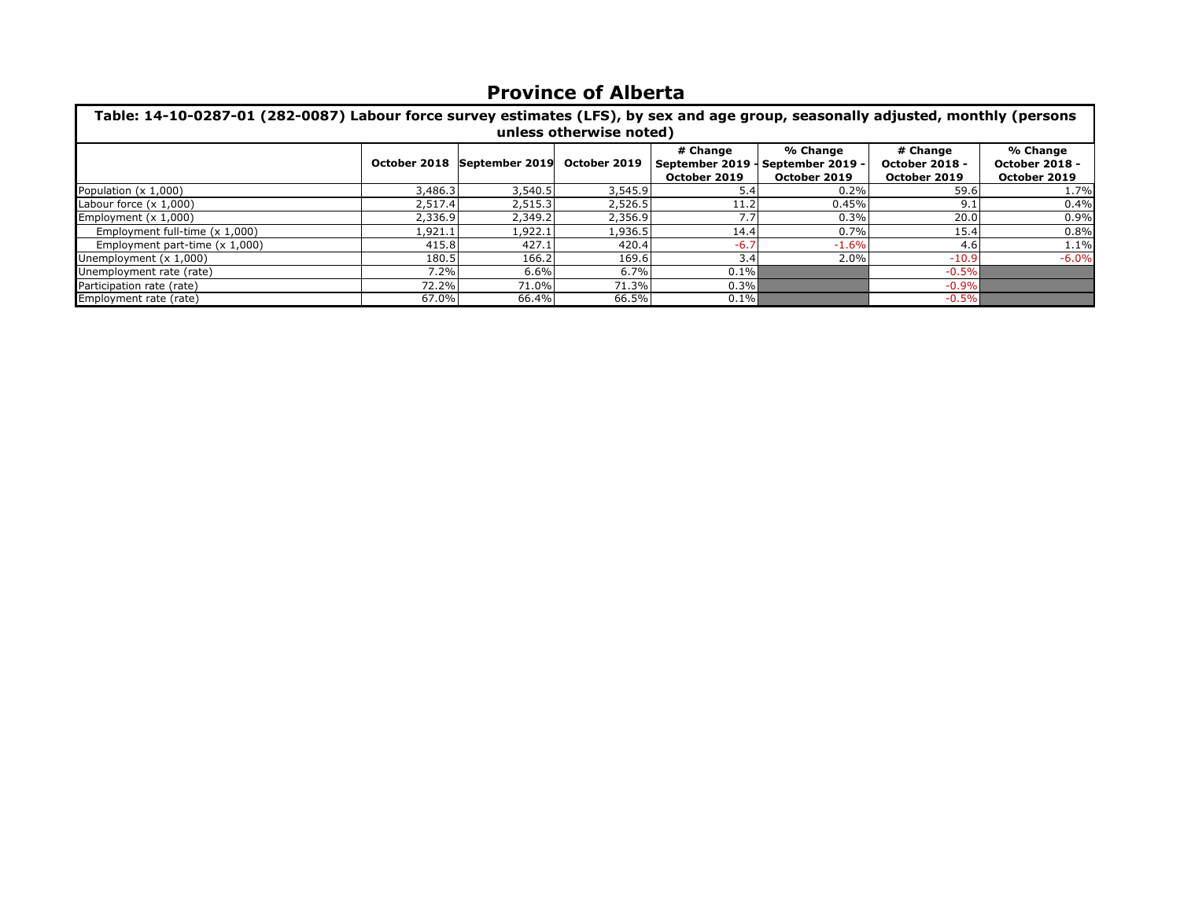# Province of Alberta

| Table: 14-10-0287-01 (282-0087) Labour force survey estimates (LFS), by sex and age group, seasonally adjusted, monthly (persons unless otherwise noted) | | | | | | | |
|---|---|---|---|---|---|---|---|
| | October 2018 | September 2019 | October 2019 | # Change September 2019 - October 2019 | % Change September 2019 - October 2019 | # Change October 2018 - October 2019 | % Change October 2018 - October 2019 |
| Population (x 1,000) | 3,486.3 | 3,540.5 | 3,545.9 | 5.4 | 0.2% | 59.6 | 1.7% |
| Labour force (x 1,000) | 2,517.4 | 2,515.3 | 2,526.5 | 11.2 | 0.45% | 9.1 | 0.4% |
| Employment (x 1,000) | 2,336.9 | 2,349.2 | 2,356.9 | 7.7 | 0.3% | 20.0 | 0.9% |
| Employment full-time (x 1,000) | 1,921.1 | 1,922.1 | 1,936.5 | 14.4 | 0.7% | 15.4 | 0.8% |
| Employment part-time (x 1,000) | 415.8 | 427.1 | 420.4 | -6.7 | -1.6% | 4.6 | 1.1% |
| Unemployment (x 1,000) | 180.5 | 166.2 | 169.6 | 3.4 | 2.0% | -10.9 | -6.0% |
| Unemployment rate (rate) | 7.2% | 6.6% | 6.7% | 0.1% | | -0.5% | |
| Participation rate (rate) | 72.2% | 71.0% | 71.3% | 0.3% | | -0.9% | |
| Employment rate (rate) | 67.0% | 66.4% | 66.5% | 0.1% | | -0.5% | |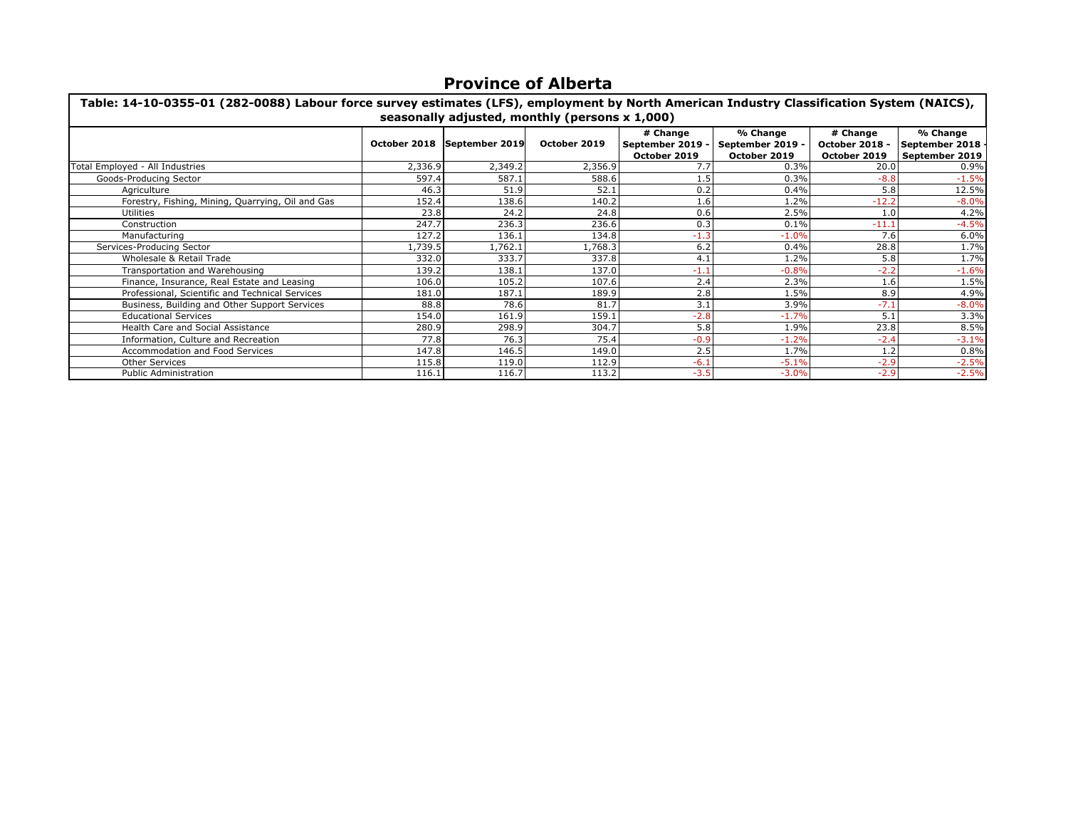# Province of Alberta

**Table: 14-10-0355-01 (282-0088) Labour force survey estimates (LFS), employment by North American Industry Classification System (NAICS), seasonally adjusted, monthly (persons x 1,000)**

| | October 2018 | September 2019 | October 2019 | # Change September 2019 - October 2019 | % Change September 2019 - October 2019 | # Change October 2018 - October 2019 | % Change September 2018 - September 2019 |
|---|---|---|---|---|---|---|---|
| Total Employed - All Industries | 2,336.9 | 2,349.2 | 2,356.9 | 7.7 | 0.3% | 20.0 | 0.9% |
| Goods-Producing Sector | 597.4 | 587.1 | 588.6 | 1.5 | 0.3% | -8.8 | -1.5% |
| Agriculture | 46.3 | 51.9 | 52.1 | 0.2 | 0.4% | 5.8 | 12.5% |
| Forestry, Fishing, Mining, Quarrying, Oil and Gas | 152.4 | 138.6 | 140.2 | 1.6 | 1.2% | -12.2 | -8.0% |
| Utilities | 23.8 | 24.2 | 24.8 | 0.6 | 2.5% | 1.0 | 4.2% |
| Construction | 247.7 | 236.3 | 236.6 | 0.3 | 0.1% | -11.1 | -4.5% |
| Manufacturing | 127.2 | 136.1 | 134.8 | -1.3 | -1.0% | 7.6 | 6.0% |
| Services-Producing Sector | 1,739.5 | 1,762.1 | 1,768.3 | 6.2 | 0.4% | 28.8 | 1.7% |
| Wholesale & Retail Trade | 332.0 | 333.7 | 337.8 | 4.1 | 1.2% | 5.8 | 1.7% |
| Transportation and Warehousing | 139.2 | 138.1 | 137.0 | -1.1 | -0.8% | -2.2 | -1.6% |
| Finance, Insurance, Real Estate and Leasing | 106.0 | 105.2 | 107.6 | 2.4 | 2.3% | 1.6 | 1.5% |
| Professional, Scientific and Technical Services | 181.0 | 187.1 | 189.9 | 2.8 | 1.5% | 8.9 | 4.9% |
| Business, Building and Other Support Services | 88.8 | 78.6 | 81.7 | 3.1 | 3.9% | -7.1 | -8.0% |
| Educational Services | 154.0 | 161.9 | 159.1 | -2.8 | -1.7% | 5.1 | 3.3% |
| Health Care and Social Assistance | 280.9 | 298.9 | 304.7 | 5.8 | 1.9% | 23.8 | 8.5% |
| Information, Culture and Recreation | 77.8 | 76.3 | 75.4 | -0.9 | -1.2% | -2.4 | -3.1% |
| Accommodation and Food Services | 147.8 | 146.5 | 149.0 | 2.5 | 1.7% | 1.2 | 0.8% |
| Other Services | 115.8 | 119.0 | 112.9 | -6.1 | -5.1% | -2.9 | -2.5% |
| Public Administration | 116.1 | 116.7 | 113.2 | -3.5 | -3.0% | -2.9 | -2.5% |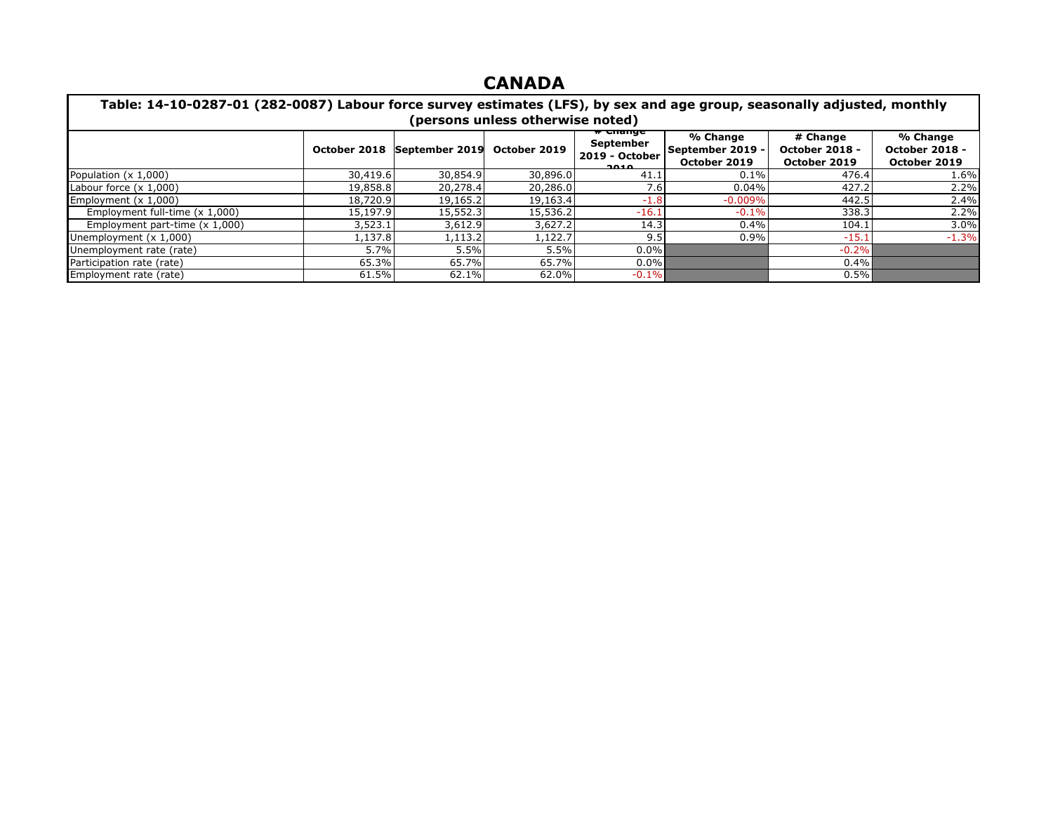# CANADA

**Table: 14-10-0287-01 (282-0087) Labour force survey estimates (LFS), by sex and age group, seasonally adjusted, monthly (persons unless otherwise noted)**

| | October 2018 | September 2019 | October 2019 | # Change September 2019 - October 2019 | % Change September 2019 - October 2019 | # Change October 2018 - October 2019 | % Change October 2018 - October 2019 |
|---|---|---|---|---|---|---|---|
| Population (x 1,000) | 30,419.6 | 30,854.9 | 30,896.0 | 41.1 | 0.1% | 476.4 | 1.6% |
| Labour force (x 1,000) | 19,858.8 | 20,278.4 | 20,286.0 | 7.6 | 0.04% | 427.2 | 2.2% |
| Employment (x 1,000) | 18,720.9 | 19,165.2 | 19,163.4 | -1.8 | -0.009% | 442.5 | 2.4% |
| Employment full-time (x 1,000) | 15,197.9 | 15,552.3 | 15,536.2 | -16.1 | -0.1% | 338.3 | 2.2% |
| Employment part-time (x 1,000) | 3,523.1 | 3,612.9 | 3,627.2 | 14.3 | 0.4% | 104.1 | 3.0% |
| Unemployment (x 1,000) | 1,137.8 | 1,113.2 | 1,122.7 | 9.5 | 0.9% | -15.1 | -1.3% |
| Unemployment rate (rate) | 5.7% | 5.5% | 5.5% | 0.0% | | -0.2% | |
| Participation rate (rate) | 65.3% | 65.7% | 65.7% | 0.0% | | 0.4% | |
| Employment rate (rate) | 61.5% | 62.1% | 62.0% | -0.1% | | 0.5% | |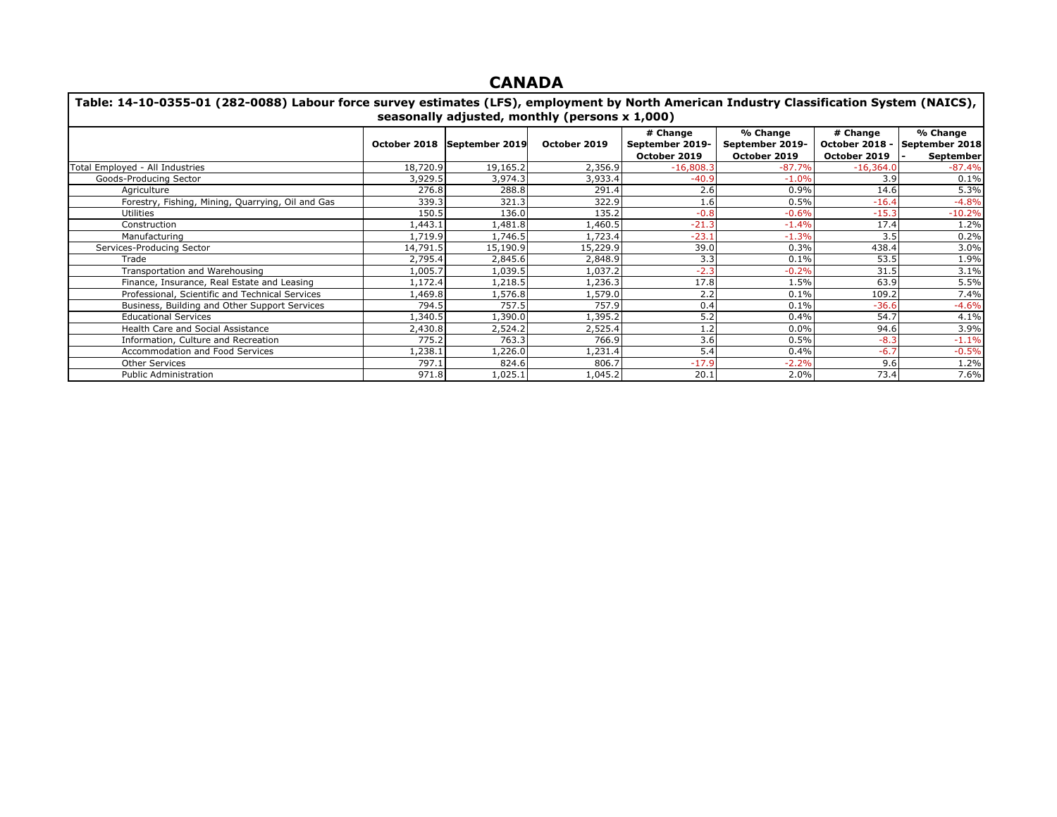# CANADA

**Table: 14-10-0355-01 (282-0088) Labour force survey estimates (LFS), employment by North American Industry Classification System (NAICS), seasonally adjusted, monthly (persons x 1,000)**

| | October 2018 | September 2019 | October 2019 | # Change September 2019-October 2019 | % Change September 2019-October 2019 | # Change October 2018 - October 2019 | % Change September 2018 - September |
|---|---|---|---|---|---|---|---|
| Total Employed - All Industries | 18,720.9 | 19,165.2 | 2,356.9 | -16,808.3 | -87.7% | -16,364.0 | -87.4% |
| Goods-Producing Sector | 3,929.5 | 3,974.3 | 3,933.4 | -40.9 | -1.0% | 3.9 | 0.1% |
| Agriculture | 276.8 | 288.8 | 291.4 | 2.6 | 0.9% | 14.6 | 5.3% |
| Forestry, Fishing, Mining, Quarrying, Oil and Gas | 339.3 | 321.3 | 322.9 | 1.6 | 0.5% | -16.4 | -4.8% |
| Utilities | 150.5 | 136.0 | 135.2 | -0.8 | -0.6% | -15.3 | -10.2% |
| Construction | 1,443.1 | 1,481.8 | 1,460.5 | -21.3 | -1.4% | 17.4 | 1.2% |
| Manufacturing | 1,719.9 | 1,746.5 | 1,723.4 | -23.1 | -1.3% | 3.5 | 0.2% |
| Services-Producing Sector | 14,791.5 | 15,190.9 | 15,229.9 | 39.0 | 0.3% | 438.4 | 3.0% |
| Trade | 2,795.4 | 2,845.6 | 2,848.9 | 3.3 | 0.1% | 53.5 | 1.9% |
| Transportation and Warehousing | 1,005.7 | 1,039.5 | 1,037.2 | -2.3 | -0.2% | 31.5 | 3.1% |
| Finance, Insurance, Real Estate and Leasing | 1,172.4 | 1,218.5 | 1,236.3 | 17.8 | 1.5% | 63.9 | 5.5% |
| Professional, Scientific and Technical Services | 1,469.8 | 1,576.8 | 1,579.0 | 2.2 | 0.1% | 109.2 | 7.4% |
| Business, Building and Other Support Services | 794.5 | 757.5 | 757.9 | 0.4 | 0.1% | -36.6 | -4.6% |
| Educational Services | 1,340.5 | 1,390.0 | 1,395.2 | 5.2 | 0.4% | 54.7 | 4.1% |
| Health Care and Social Assistance | 2,430.8 | 2,524.2 | 2,525.4 | 1.2 | 0.0% | 94.6 | 3.9% |
| Information, Culture and Recreation | 775.2 | 763.3 | 766.9 | 3.6 | 0.5% | -8.3 | -1.1% |
| Accommodation and Food Services | 1,238.1 | 1,226.0 | 1,231.4 | 5.4 | 0.4% | -6.7 | -0.5% |
| Other Services | 797.1 | 824.6 | 806.7 | -17.9 | -2.2% | 9.6 | 1.2% |
| Public Administration | 971.8 | 1,025.1 | 1,045.2 | 20.1 | 2.0% | 73.4 | 7.6% |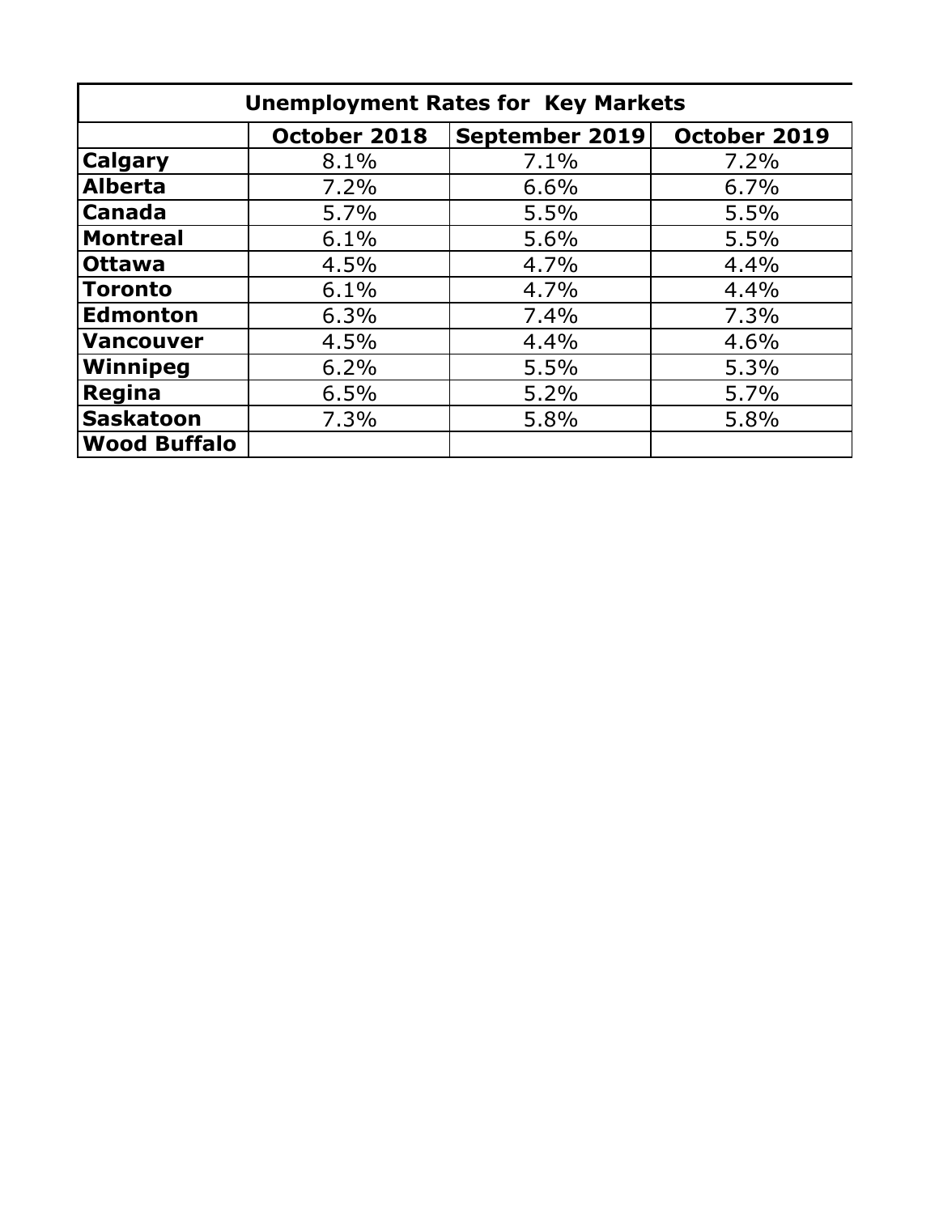| Unemployment Rates for Key Markets | | | |
|---|---|---|---|
| | **October 2018** | **September 2019** | **October 2019** |
| **Calgary** | 8.1% | 7.1% | 7.2% |
| **Alberta** | 7.2% | 6.6% | 6.7% |
| **Canada** | 5.7% | 5.5% | 5.5% |
| **Montreal** | 6.1% | 5.6% | 5.5% |
| **Ottawa** | 4.5% | 4.7% | 4.4% |
| **Toronto** | 6.1% | 4.7% | 4.4% |
| **Edmonton** | 6.3% | 7.4% | 7.3% |
| **Vancouver** | 4.5% | 4.4% | 4.6% |
| **Winnipeg** | 6.2% | 5.5% | 5.3% |
| **Regina** | 6.5% | 5.2% | 5.7% |
| **Saskatoon** | 7.3% | 5.8% | 5.8% |
| **Wood Buffalo** | | | |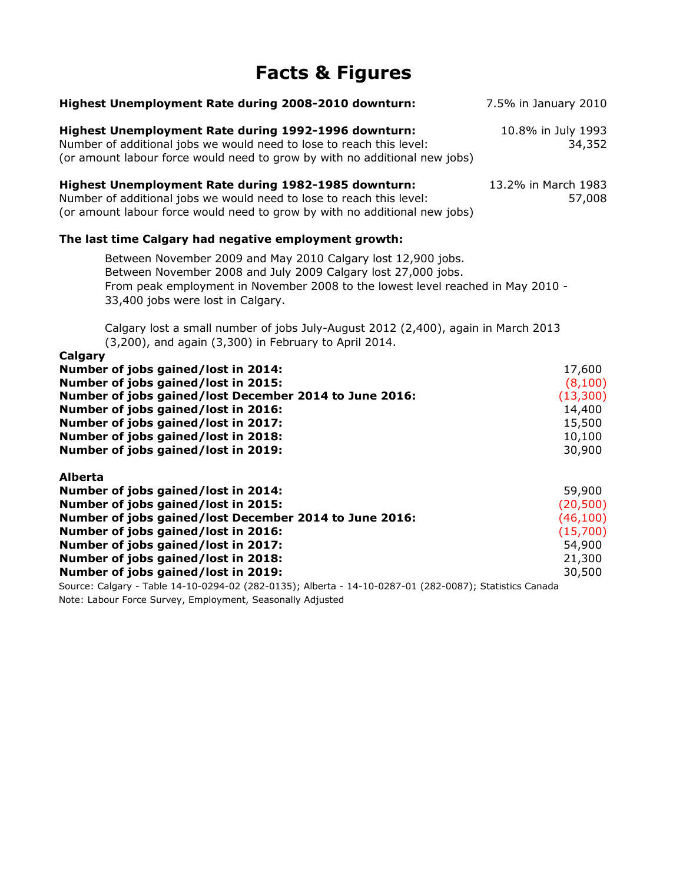# Facts & Figures

| | |
|---|---|
| **Highest Unemployment Rate during 2008-2010 downturn:** | 7.5% in January 2010 |
| **Highest Unemployment Rate during 1992-1996 downturn:** | 10.8% in July 1993 |
| Number of additional jobs we would need to lose to reach this level: (or amount labour force would need to grow by with no additional new jobs) | 34,352 |
| **Highest Unemployment Rate during 1982-1985 downturn:** | 13.2% in March 1983 |
| Number of additional jobs we would need to lose to reach this level: (or amount labour force would need to grow by with no additional new jobs) | 57,008 |

**The last time Calgary had negative employment growth:**

Between November 2009 and May 2010 Calgary lost 12,900 jobs.
Between November 2008 and July 2009 Calgary lost 27,000 jobs.
From peak employment in November 2008 to the lowest level reached in May 2010 - 33,400 jobs were lost in Calgary.

Calgary lost a small number of jobs July-August 2012 (2,400), again in March 2013 (3,200), and again (3,300) in February to April 2014.

**Calgary**

| | |
|---|---|
| **Number of jobs gained/lost in 2014:** | 17,600 |
| **Number of jobs gained/lost in 2015:** | (8,100) |
| **Number of jobs gained/lost December 2014 to June 2016:** | (13,300) |
| **Number of jobs gained/lost in 2016:** | 14,400 |
| **Number of jobs gained/lost in 2017:** | 15,500 |
| **Number of jobs gained/lost in 2018:** | 10,100 |
| **Number of jobs gained/lost in 2019:** | 30,900 |

**Alberta**

| | |
|---|---|
| **Number of jobs gained/lost in 2014:** | 59,900 |
| **Number of jobs gained/lost in 2015:** | (20,500) |
| **Number of jobs gained/lost December 2014 to June 2016:** | (46,100) |
| **Number of jobs gained/lost in 2016:** | (15,700) |
| **Number of jobs gained/lost in 2017:** | 54,900 |
| **Number of jobs gained/lost in 2018:** | 21,300 |
| **Number of jobs gained/lost in 2019:** | 30,500 |

Source: Calgary - Table 14-10-0294-02 (282-0135); Alberta - 14-10-0287-01 (282-0087); Statistics Canada
Note: Labour Force Survey, Employment, Seasonally Adjusted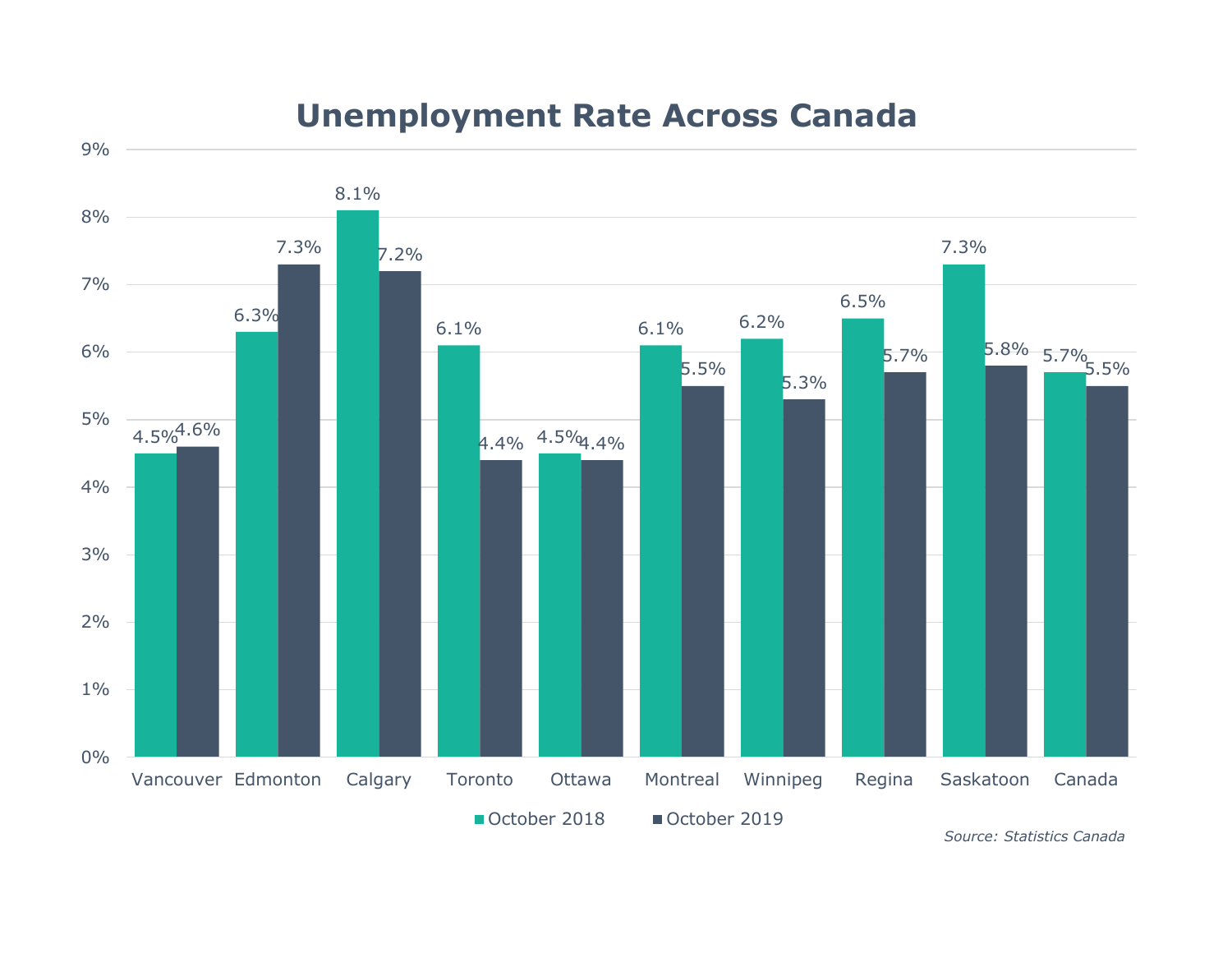# Unemployment Rate Across Canada

| | October 2018 | October 2019 |
|---|---|---|
| Vancouver | 4.5% | 4.6% |
| Edmonton | 6.3% | 7.3% |
| Calgary | 8.1% | 7.2% |
| Toronto | 6.1% | 4.4% |
| Ottawa | 4.5% | 4.4% |
| Montreal | 6.1% | 5.5% |
| Winnipeg | 6.2% | 5.3% |
| Regina | 6.5% | 5.7% |
| Saskatoon | 7.3% | 5.8% |
| Canada | 5.7% | 5.5% |

*Source: Statistics Canada*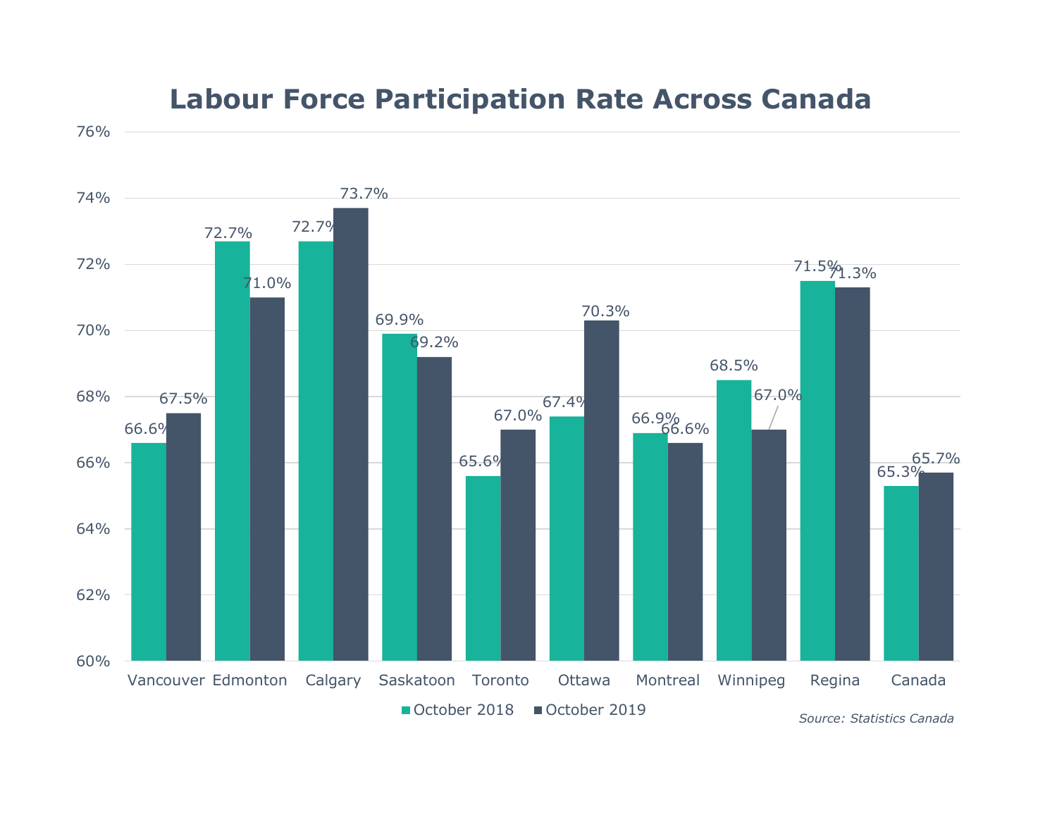## Labour Force Participation Rate Across Canada

| | October 2018 | October 2019 |
|---|---|---|
| Vancouver | 66.6% | 67.5% |
| Edmonton | 72.7% | 71.0% |
| Calgary | 72.7% | 73.7% |
| Saskatoon | 69.9% | 69.2% |
| Toronto | 65.6% | 67.0% |
| Ottawa | 67.4% | 70.3% |
| Montreal | 66.9% | 66.6% |
| Winnipeg | 68.5% | 67.0% |
| Regina | 71.5% | 71.3% |
| Canada | 65.3% | 65.7% |

*Source: Statistics Canada*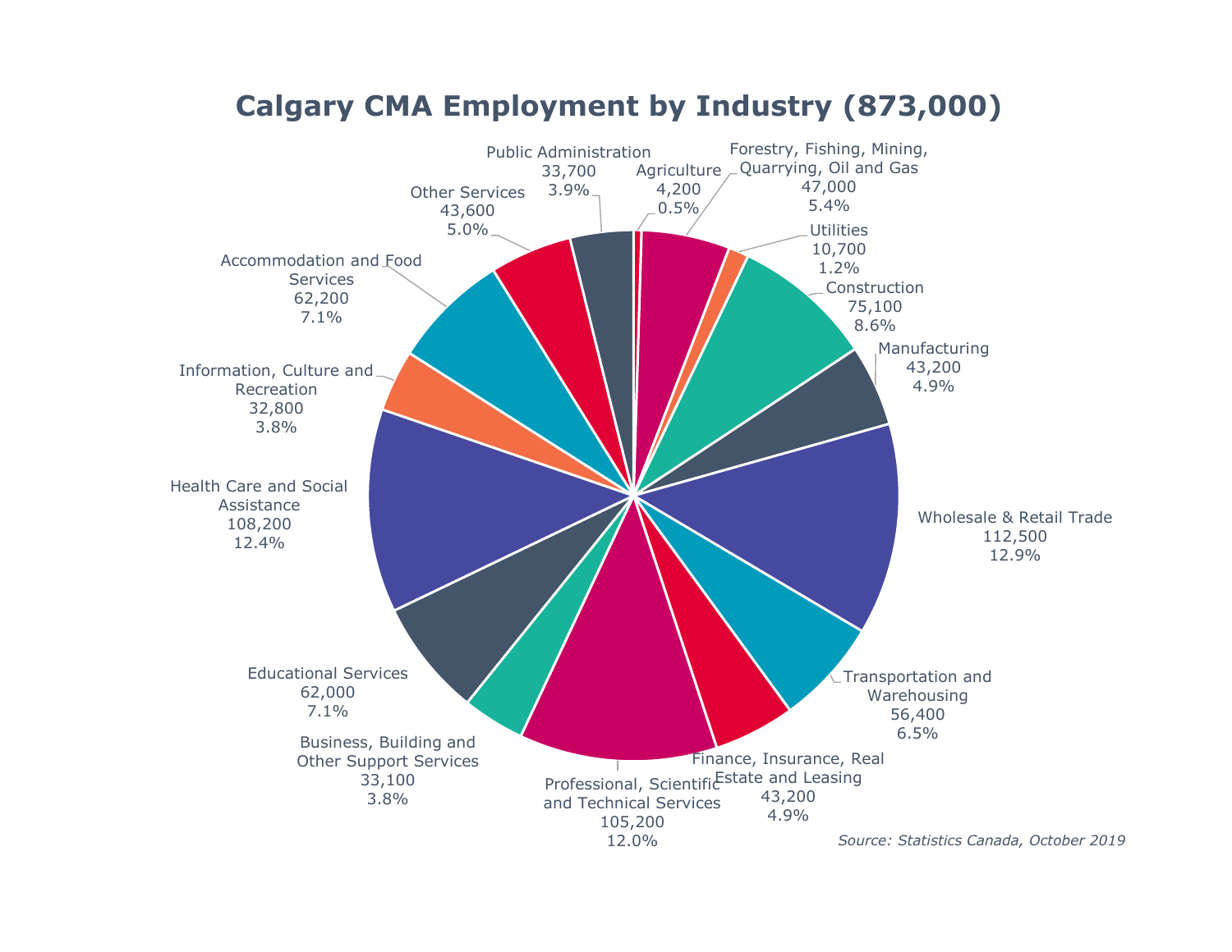# Calgary CMA Employment by Industry (873,000)

| Industry | Employment | Share |
|---|---|---|
| Agriculture | 4,200 | 0.5% |
| Forestry, Fishing, Mining, Quarrying, Oil and Gas | 47,000 | 5.4% |
| Utilities | 10,700 | 1.2% |
| Construction | 75,100 | 8.6% |
| Manufacturing | 43,200 | 4.9% |
| Wholesale & Retail Trade | 112,500 | 12.9% |
| Transportation and Warehousing | 56,400 | 6.5% |
| Finance, Insurance, Real Estate and Leasing | 43,200 | 4.9% |
| Professional, Scientific and Technical Services | 105,200 | 12.0% |
| Business, Building and Other Support Services | 33,100 | 3.8% |
| Educational Services | 62,000 | 7.1% |
| Health Care and Social Assistance | 108,200 | 12.4% |
| Information, Culture and Recreation | 32,800 | 3.8% |
| Accommodation and Food Services | 62,200 | 7.1% |
| Other Services | 43,600 | 5.0% |
| Public Administration | 33,700 | 3.9% |

*Source: Statistics Canada, October 2019*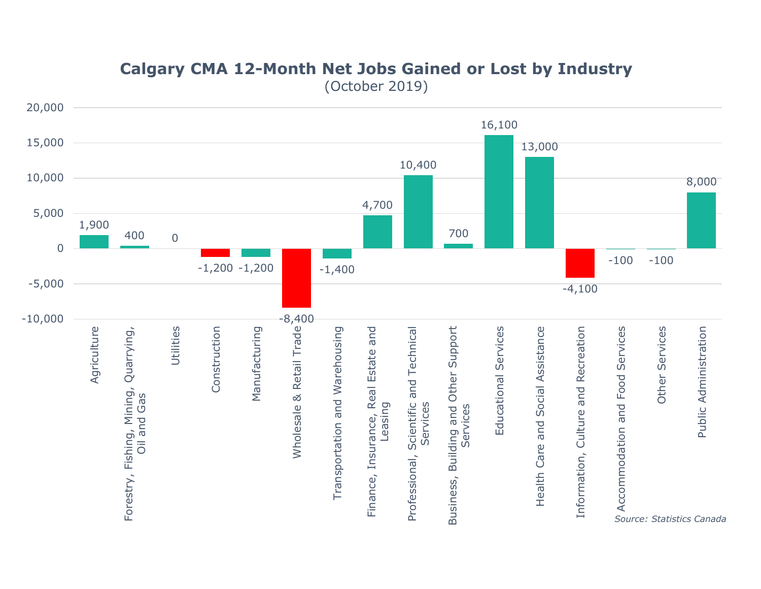## Calgary CMA 12-Month Net Jobs Gained or Lost by Industry

(October 2019)

| Industry | Net Jobs Gained or Lost |
| --- | --- |
| Agriculture | 1,900 |
| Forestry, Fishing, Mining, Quarrying, Oil and Gas | 400 |
| Utilities | 0 |
| Construction | -1,200 |
| Manufacturing | -1,200 |
| Wholesale & Retail Trade | -8,400 |
| Transportation and Warehousing | -1,400 |
| Finance, Insurance, Real Estate and Leasing | 4,700 |
| Professional, Scientific and Technical Services | 10,400 |
| Business, Building and Other Support Services | 700 |
| Educational Services | 16,100 |
| Health Care and Social Assistance | 13,000 |
| Information, Culture and Recreation | -4,100 |
| Accommodation and Food Services | -100 |
| Other Services | -100 |
| Public Administration | 8,000 |

*Source: Statistics Canada*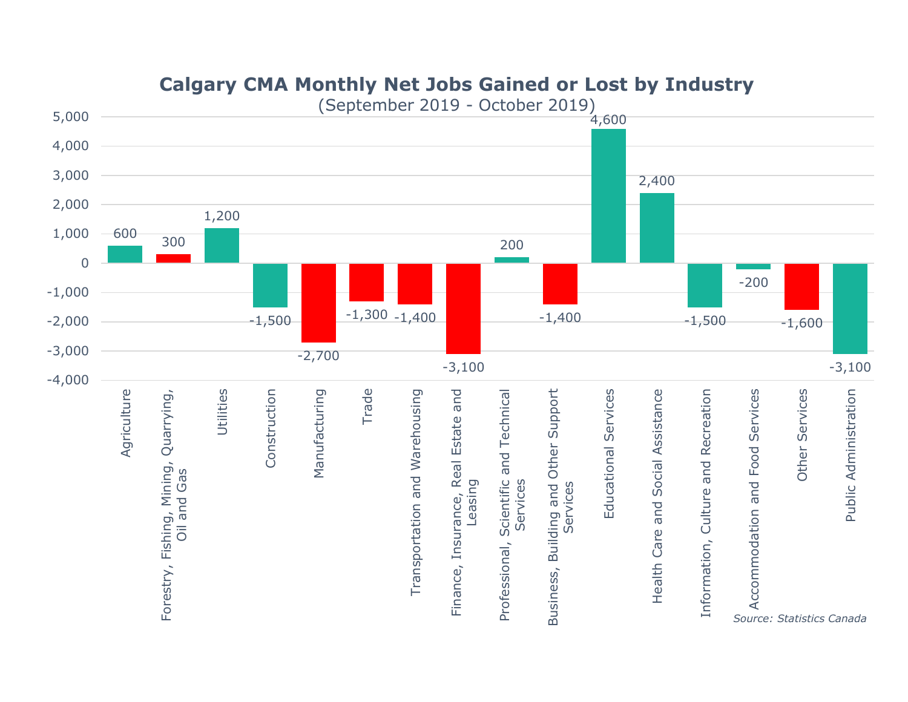## Calgary CMA Monthly Net Jobs Gained or Lost by Industry

(September 2019 - October 2019)

| Industry | Net Jobs Gained or Lost |
|---|---|
| Agriculture | 600 |
| Forestry, Fishing, Mining, Quarrying, Oil and Gas | 300 |
| Utilities | 1,200 |
| Construction | -1,500 |
| Manufacturing | -2,700 |
| Trade | -1,300 |
| Transportation and Warehousing | -1,400 |
| Finance, Insurance, Real Estate and Leasing | -3,100 |
| Professional, Scientific and Technical Services | 200 |
| Business, Building and Other Support Services | -1,400 |
| Educational Services | 4,600 |
| Health Care and Social Assistance | 2,400 |
| Information, Culture and Recreation | -1,500 |
| Accommodation and Food Services | -200 |
| Other Services | -1,600 |
| Public Administration | -3,100 |

*Source: Statistics Canada*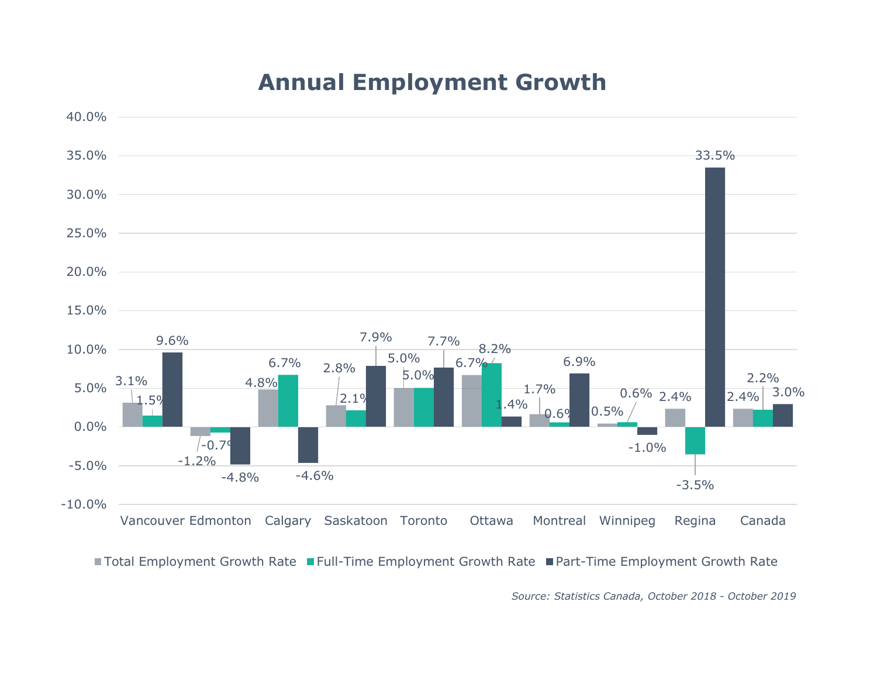# Annual Employment Growth

| City | Total Employment Growth Rate | Full-Time Employment Growth Rate | Part-Time Employment Growth Rate |
|---|---|---|---|
| Vancouver | 3.1% | 1.5% | 9.6% |
| Edmonton | -1.2% | -0.7% | -4.8% |
| Calgary | 4.8% | 6.7% | -4.6% |
| Saskatoon | 2.8% | 2.1% | 7.9% |
| Toronto | 5.0% | 5.0% | 7.7% |
| Ottawa | 6.7% | 8.2% | 1.4% |
| Montreal | 1.7% | 0.6% | 6.9% |
| Winnipeg | 0.5% | 0.6% | -1.0% |
| Regina | 2.4% | -3.5% | 33.5% |
| Canada | 2.4% | 2.2% | 3.0% |

*Source: Statistics Canada, October 2018 - October 2019*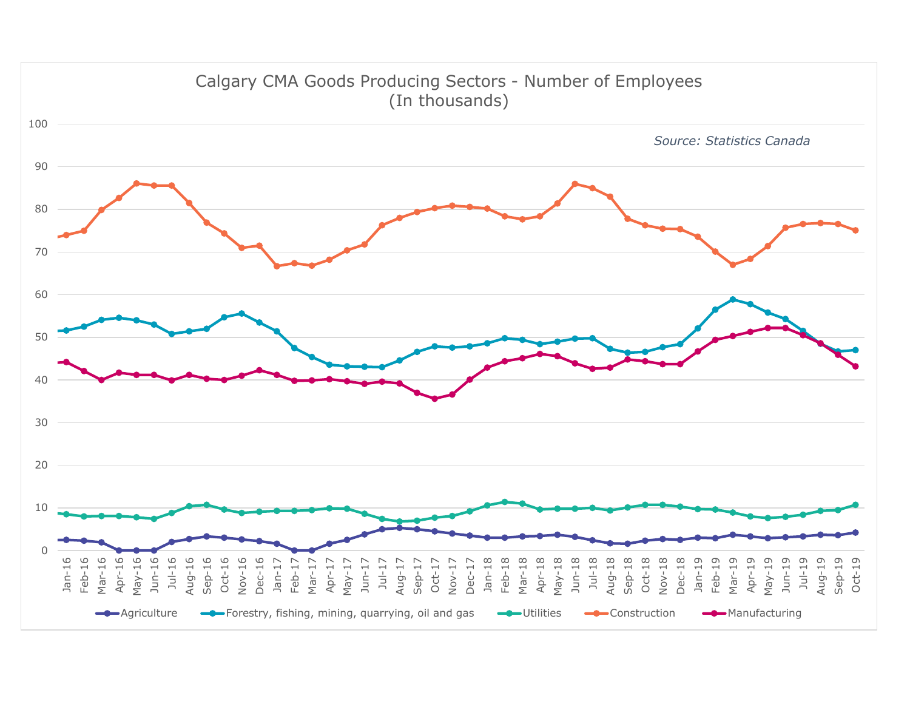Calgary CMA Goods Producing Sectors - Number of Employees
(In thousands)

*Source: Statistics Canada*

Agriculture | Forestry, fishing, mining, quarrying, oil and gas | Utilities | Construction | Manufacturing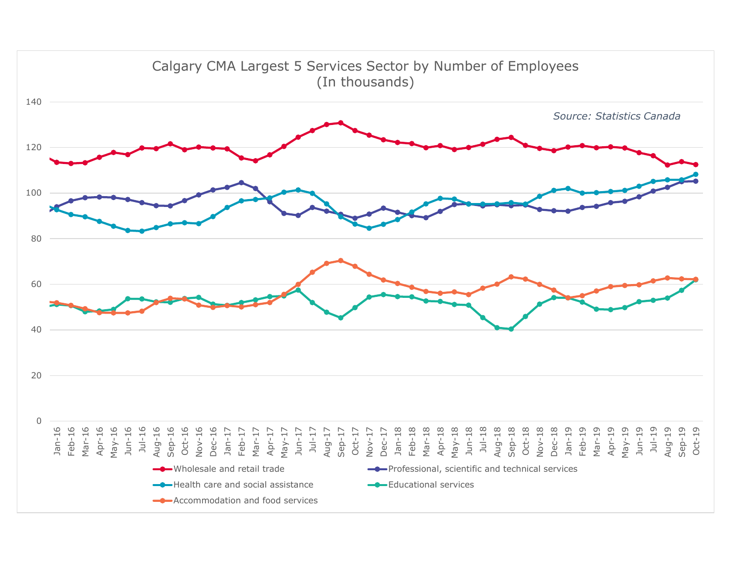# Calgary CMA Largest 5 Services Sector by Number of Employees
(In thousands)

*Source: Statistics Canada*

- Wholesale and retail trade
- Professional, scientific and technical services
- Health care and social assistance
- Educational services
- Accommodation and food services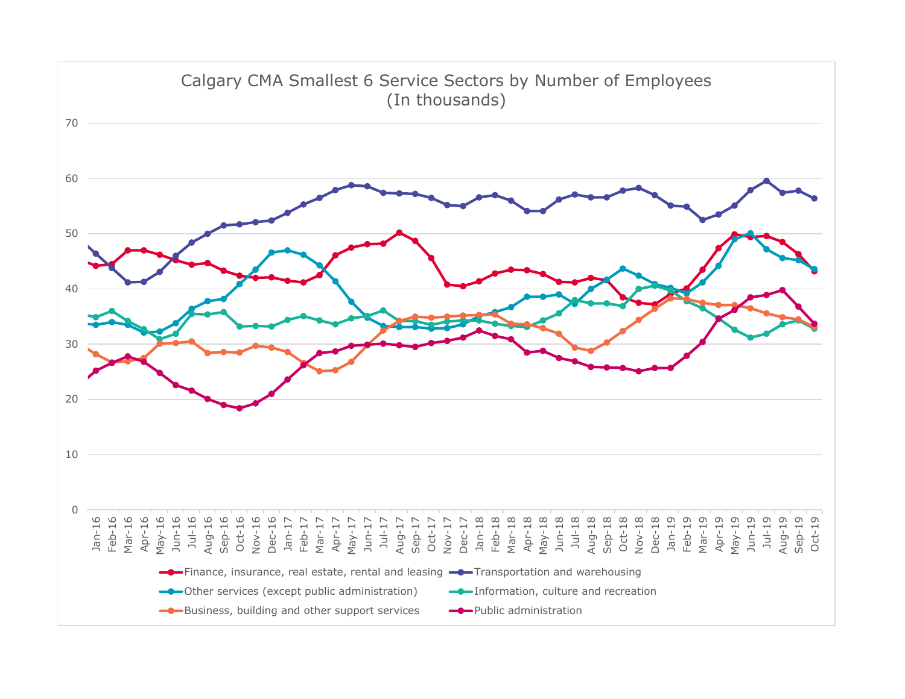Calgary CMA Smallest 6 Service Sectors by Number of Employees
(In thousands)

70
60
50
40
30
20
10
0

Jan-16 Feb-16 Mar-16 Apr-16 May-16 Jun-16 Jul-16 Aug-16 Sep-16 Oct-16 Nov-16 Dec-16 Jan-17 Feb-17 Mar-17 Apr-17 May-17 Jun-17 Jul-17 Aug-17 Sep-17 Oct-17 Nov-17 Dec-17 Jan-18 Feb-18 Mar-18 Apr-18 May-18 Jun-18 Jul-18 Aug-18 Sep-18 Oct-18 Nov-18 Dec-18 Jan-19 Feb-19 Mar-19 Apr-19 May-19 Jun-19 Jul-19 Aug-19 Sep-19 Oct-19

Finance, insurance, real estate, rental and leasing
Transportation and warehousing
Other services (except public administration)
Information, culture and recreation
Business, building and other support services
Public administration